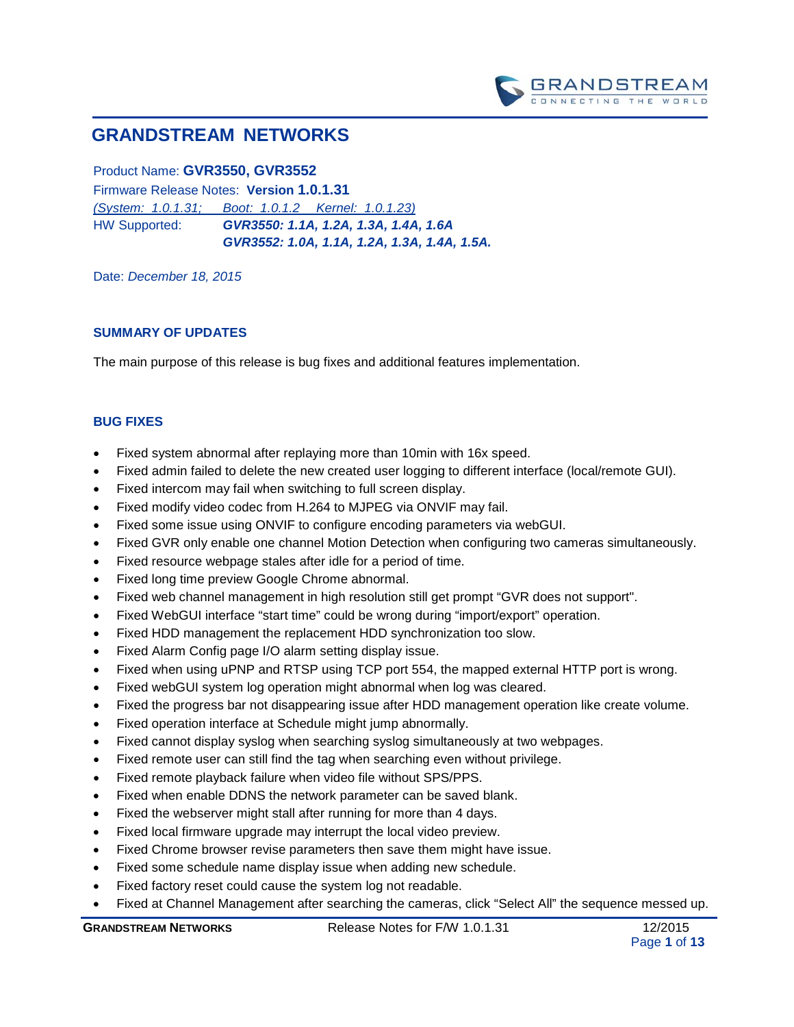# GRANDSTREAM NETWORKS

Product Name: **GVR3550, GVR3552**
Firmware Release Notes: **Version 1.0.1.31**
*(System: 1.0.1.31; Boot: 1.0.1.2 Kernel: 1.0.1.23)*
HW Supported: ***GVR3550: 1.1A, 1.2A, 1.3A, 1.4A, 1.6A***
***GVR3552: 1.0A, 1.1A, 1.2A, 1.3A, 1.4A, 1.5A.***

Date: *December 18, 2015*

## SUMMARY OF UPDATES

The main purpose of this release is bug fixes and additional features implementation.

## BUG FIXES

- Fixed system abnormal after replaying more than 10min with 16x speed.
- Fixed admin failed to delete the new created user logging to different interface (local/remote GUI).
- Fixed intercom may fail when switching to full screen display.
- Fixed modify video codec from H.264 to MJPEG via ONVIF may fail.
- Fixed some issue using ONVIF to configure encoding parameters via webGUI.
- Fixed GVR only enable one channel Motion Detection when configuring two cameras simultaneously.
- Fixed resource webpage stales after idle for a period of time.
- Fixed long time preview Google Chrome abnormal.
- Fixed web channel management in high resolution still get prompt “GVR does not support".
- Fixed WebGUI interface “start time” could be wrong during “import/export” operation.
- Fixed HDD management the replacement HDD synchronization too slow.
- Fixed Alarm Config page I/O alarm setting display issue.
- Fixed when using uPNP and RTSP using TCP port 554, the mapped external HTTP port is wrong.
- Fixed webGUI system log operation might abnormal when log was cleared.
- Fixed the progress bar not disappearing issue after HDD management operation like create volume.
- Fixed operation interface at Schedule might jump abnormally.
- Fixed cannot display syslog when searching syslog simultaneously at two webpages.
- Fixed remote user can still find the tag when searching even without privilege.
- Fixed remote playback failure when video file without SPS/PPS.
- Fixed when enable DDNS the network parameter can be saved blank.
- Fixed the webserver might stall after running for more than 4 days.
- Fixed local firmware upgrade may interrupt the local video preview.
- Fixed Chrome browser revise parameters then save them might have issue.
- Fixed some schedule name display issue when adding new schedule.
- Fixed factory reset could cause the system log not readable.
- Fixed at Channel Management after searching the cameras, click “Select All” the sequence messed up.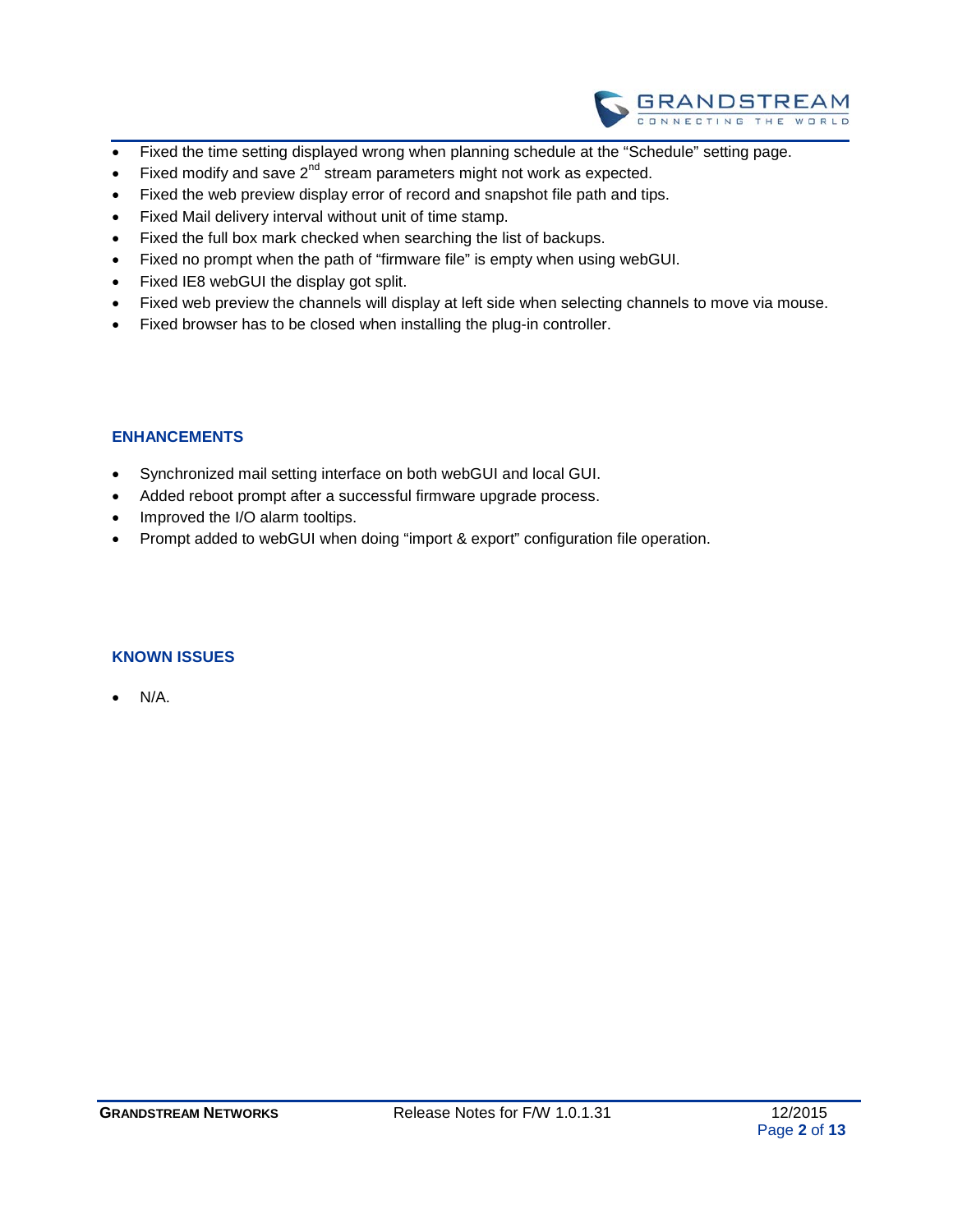- Fixed the time setting displayed wrong when planning schedule at the “Schedule” setting page.
- Fixed modify and save 2nd stream parameters might not work as expected.
- Fixed the web preview display error of record and snapshot file path and tips.
- Fixed Mail delivery interval without unit of time stamp.
- Fixed the full box mark checked when searching the list of backups.
- Fixed no prompt when the path of “firmware file” is empty when using webGUI.
- Fixed IE8 webGUI the display got split.
- Fixed web preview the channels will display at left side when selecting channels to move via mouse.
- Fixed browser has to be closed when installing the plug-in controller.

## ENHANCEMENTS

- Synchronized mail setting interface on both webGUI and local GUI.
- Added reboot prompt after a successful firmware upgrade process.
- Improved the I/O alarm tooltips.
- Prompt added to webGUI when doing “import & export” configuration file operation.

## KNOWN ISSUES

- N/A.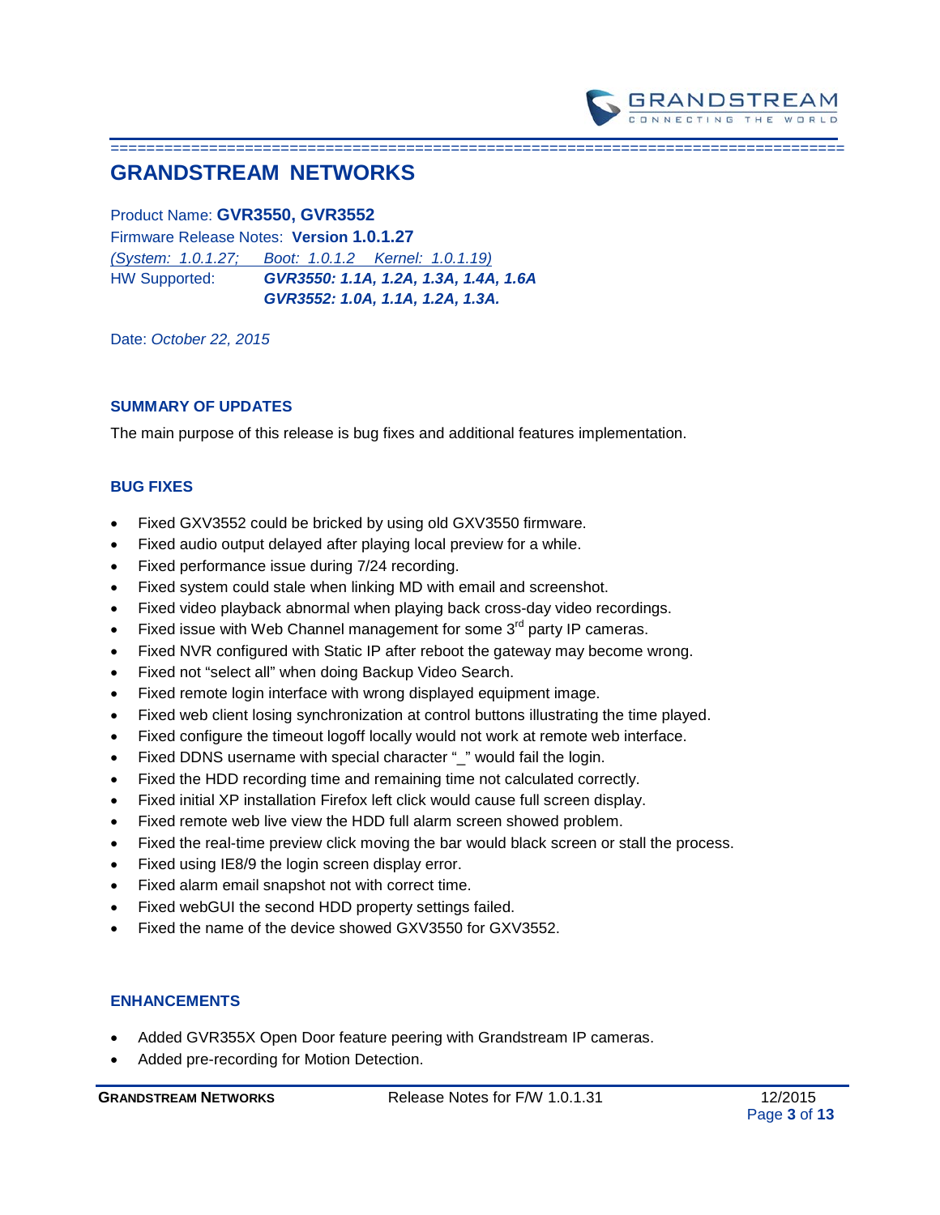# GRANDSTREAM NETWORKS

Product Name: **GVR3550, GVR3552**
Firmware Release Notes: **Version 1.0.1.27**
*(System: 1.0.1.27; Boot: 1.0.1.2 Kernel: 1.0.1.19)*
HW Supported: ***GVR3550: 1.1A, 1.2A, 1.3A, 1.4A, 1.6A***
***GVR3552: 1.0A, 1.1A, 1.2A, 1.3A.***

Date: *October 22, 2015*

## SUMMARY OF UPDATES

The main purpose of this release is bug fixes and additional features implementation.

## BUG FIXES

- Fixed GXV3552 could be bricked by using old GXV3550 firmware.
- Fixed audio output delayed after playing local preview for a while.
- Fixed performance issue during 7/24 recording.
- Fixed system could stale when linking MD with email and screenshot.
- Fixed video playback abnormal when playing back cross-day video recordings.
- Fixed issue with Web Channel management for some 3rd party IP cameras.
- Fixed NVR configured with Static IP after reboot the gateway may become wrong.
- Fixed not "select all" when doing Backup Video Search.
- Fixed remote login interface with wrong displayed equipment image.
- Fixed web client losing synchronization at control buttons illustrating the time played.
- Fixed configure the timeout logoff locally would not work at remote web interface.
- Fixed DDNS username with special character "_" would fail the login.
- Fixed the HDD recording time and remaining time not calculated correctly.
- Fixed initial XP installation Firefox left click would cause full screen display.
- Fixed remote web live view the HDD full alarm screen showed problem.
- Fixed the real-time preview click moving the bar would black screen or stall the process.
- Fixed using IE8/9 the login screen display error.
- Fixed alarm email snapshot not with correct time.
- Fixed webGUI the second HDD property settings failed.
- Fixed the name of the device showed GXV3550 for GXV3552.

## ENHANCEMENTS

- Added GVR355X Open Door feature peering with Grandstream IP cameras.
- Added pre-recording for Motion Detection.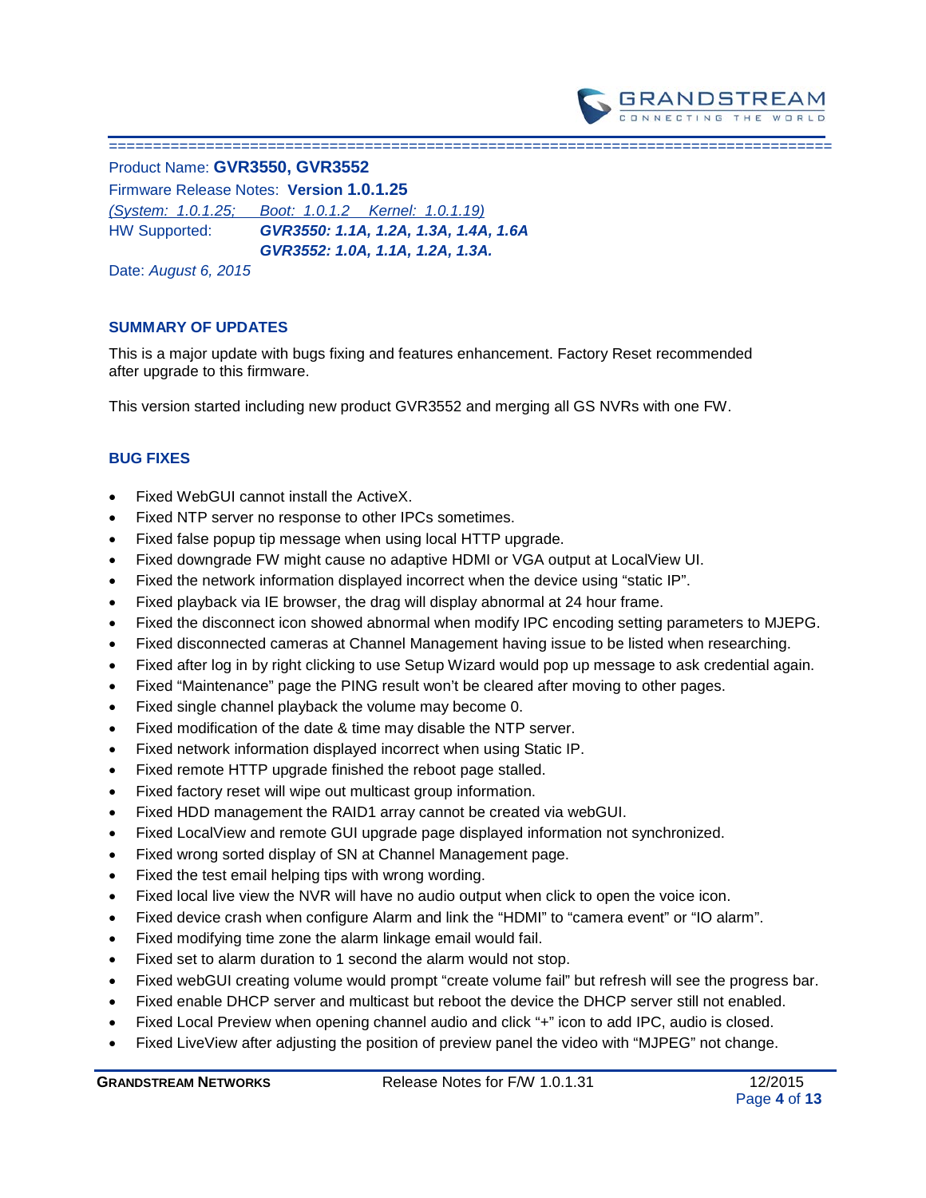Product Name: **GVR3550, GVR3552**

Firmware Release Notes: **Version 1.0.1.25**

*(System: 1.0.1.25; Boot: 1.0.1.2 Kernel: 1.0.1.19)*

HW Supported: ***GVR3550: 1.1A, 1.2A, 1.3A, 1.4A, 1.6A***
***GVR3552: 1.0A, 1.1A, 1.2A, 1.3A.***

Date: *August 6, 2015*

## SUMMARY OF UPDATES

This is a major update with bugs fixing and features enhancement. Factory Reset recommended after upgrade to this firmware.

This version started including new product GVR3552 and merging all GS NVRs with one FW.

## BUG FIXES

- Fixed WebGUI cannot install the ActiveX.
- Fixed NTP server no response to other IPCs sometimes.
- Fixed false popup tip message when using local HTTP upgrade.
- Fixed downgrade FW might cause no adaptive HDMI or VGA output at LocalView UI.
- Fixed the network information displayed incorrect when the device using “static IP”.
- Fixed playback via IE browser, the drag will display abnormal at 24 hour frame.
- Fixed the disconnect icon showed abnormal when modify IPC encoding setting parameters to MJEPG.
- Fixed disconnected cameras at Channel Management having issue to be listed when researching.
- Fixed after log in by right clicking to use Setup Wizard would pop up message to ask credential again.
- Fixed “Maintenance” page the PING result won’t be cleared after moving to other pages.
- Fixed single channel playback the volume may become 0.
- Fixed modification of the date & time may disable the NTP server.
- Fixed network information displayed incorrect when using Static IP.
- Fixed remote HTTP upgrade finished the reboot page stalled.
- Fixed factory reset will wipe out multicast group information.
- Fixed HDD management the RAID1 array cannot be created via webGUI.
- Fixed LocalView and remote GUI upgrade page displayed information not synchronized.
- Fixed wrong sorted display of SN at Channel Management page.
- Fixed the test email helping tips with wrong wording.
- Fixed local live view the NVR will have no audio output when click to open the voice icon.
- Fixed device crash when configure Alarm and link the “HDMI” to “camera event” or “IO alarm”.
- Fixed modifying time zone the alarm linkage email would fail.
- Fixed set to alarm duration to 1 second the alarm would not stop.
- Fixed webGUI creating volume would prompt “create volume fail” but refresh will see the progress bar.
- Fixed enable DHCP server and multicast but reboot the device the DHCP server still not enabled.
- Fixed Local Preview when opening channel audio and click “+” icon to add IPC, audio is closed.
- Fixed LiveView after adjusting the position of preview panel the video with “MJPEG” not change.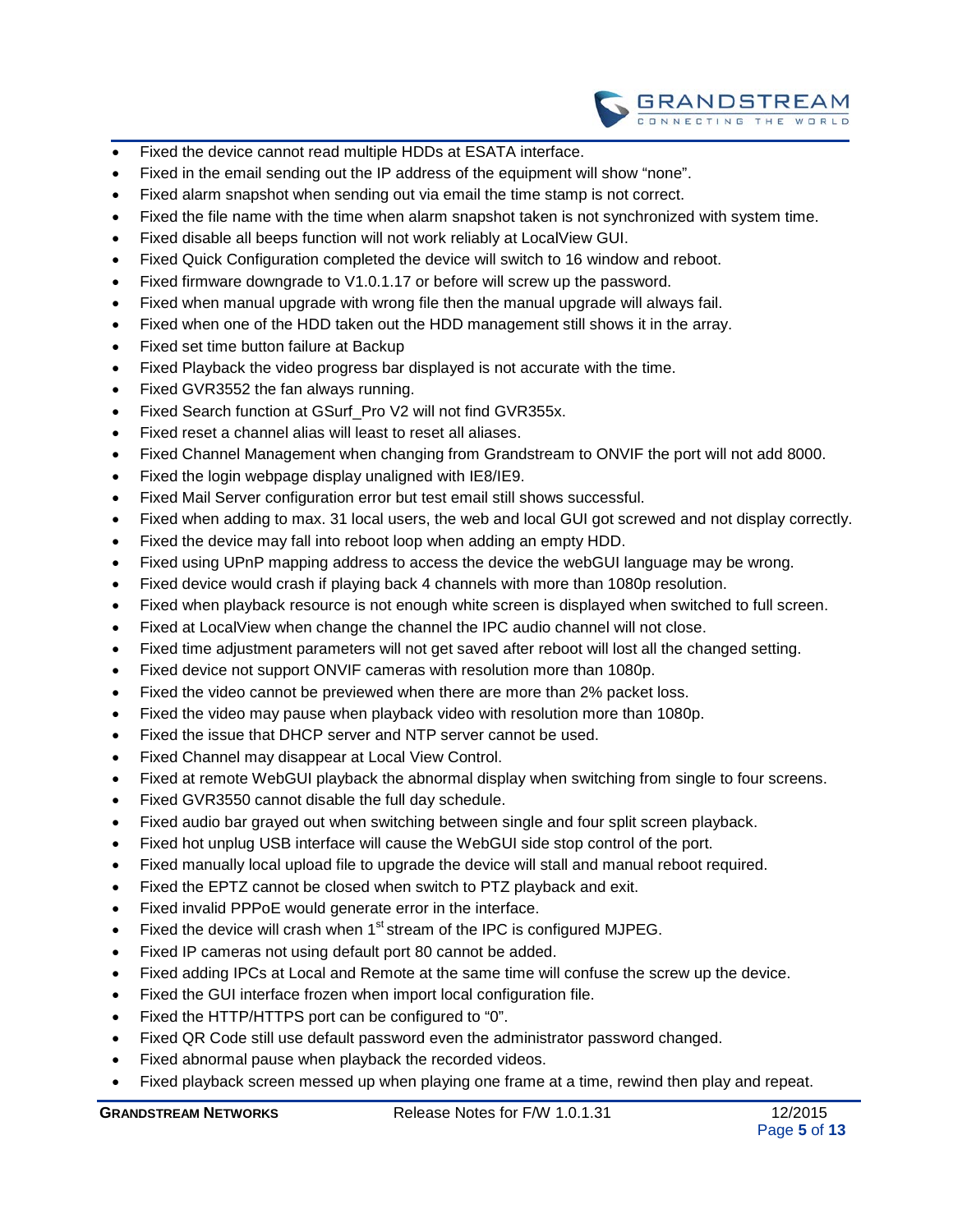- Fixed the device cannot read multiple HDDs at ESATA interface.
- Fixed in the email sending out the IP address of the equipment will show “none”.
- Fixed alarm snapshot when sending out via email the time stamp is not correct.
- Fixed the file name with the time when alarm snapshot taken is not synchronized with system time.
- Fixed disable all beeps function will not work reliably at LocalView GUI.
- Fixed Quick Configuration completed the device will switch to 16 window and reboot.
- Fixed firmware downgrade to V1.0.1.17 or before will screw up the password.
- Fixed when manual upgrade with wrong file then the manual upgrade will always fail.
- Fixed when one of the HDD taken out the HDD management still shows it in the array.
- Fixed set time button failure at Backup
- Fixed Playback the video progress bar displayed is not accurate with the time.
- Fixed GVR3552 the fan always running.
- Fixed Search function at GSurf_Pro V2 will not find GVR355x.
- Fixed reset a channel alias will least to reset all aliases.
- Fixed Channel Management when changing from Grandstream to ONVIF the port will not add 8000.
- Fixed the login webpage display unaligned with IE8/IE9.
- Fixed Mail Server configuration error but test email still shows successful.
- Fixed when adding to max. 31 local users, the web and local GUI got screwed and not display correctly.
- Fixed the device may fall into reboot loop when adding an empty HDD.
- Fixed using UPnP mapping address to access the device the webGUI language may be wrong.
- Fixed device would crash if playing back 4 channels with more than 1080p resolution.
- Fixed when playback resource is not enough white screen is displayed when switched to full screen.
- Fixed at LocalView when change the channel the IPC audio channel will not close.
- Fixed time adjustment parameters will not get saved after reboot will lost all the changed setting.
- Fixed device not support ONVIF cameras with resolution more than 1080p.
- Fixed the video cannot be previewed when there are more than 2% packet loss.
- Fixed the video may pause when playback video with resolution more than 1080p.
- Fixed the issue that DHCP server and NTP server cannot be used.
- Fixed Channel may disappear at Local View Control.
- Fixed at remote WebGUI playback the abnormal display when switching from single to four screens.
- Fixed GVR3550 cannot disable the full day schedule.
- Fixed audio bar grayed out when switching between single and four split screen playback.
- Fixed hot unplug USB interface will cause the WebGUI side stop control of the port.
- Fixed manually local upload file to upgrade the device will stall and manual reboot required.
- Fixed the EPTZ cannot be closed when switch to PTZ playback and exit.
- Fixed invalid PPPoE would generate error in the interface.
- Fixed the device will crash when 1st stream of the IPC is configured MJPEG.
- Fixed IP cameras not using default port 80 cannot be added.
- Fixed adding IPCs at Local and Remote at the same time will confuse the screw up the device.
- Fixed the GUI interface frozen when import local configuration file.
- Fixed the HTTP/HTTPS port can be configured to “0”.
- Fixed QR Code still use default password even the administrator password changed.
- Fixed abnormal pause when playback the recorded videos.
- Fixed playback screen messed up when playing one frame at a time, rewind then play and repeat.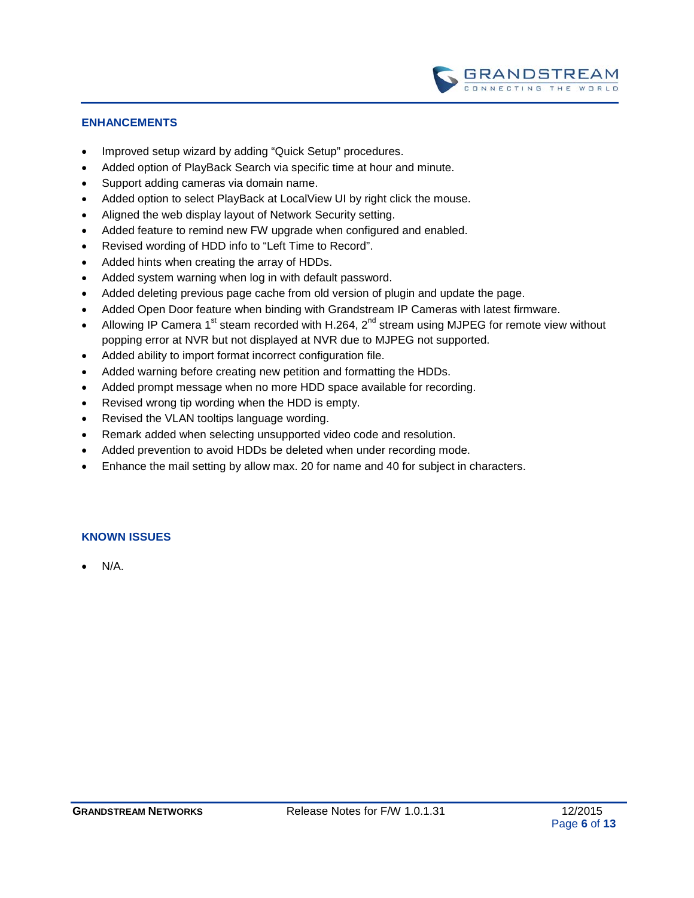## ENHANCEMENTS

- Improved setup wizard by adding "Quick Setup" procedures.
- Added option of PlayBack Search via specific time at hour and minute.
- Support adding cameras via domain name.
- Added option to select PlayBack at LocalView UI by right click the mouse.
- Aligned the web display layout of Network Security setting.
- Added feature to remind new FW upgrade when configured and enabled.
- Revised wording of HDD info to "Left Time to Record".
- Added hints when creating the array of HDDs.
- Added system warning when log in with default password.
- Added deleting previous page cache from old version of plugin and update the page.
- Added Open Door feature when binding with Grandstream IP Cameras with latest firmware.
- Allowing IP Camera 1st steam recorded with H.264, 2nd stream using MJPEG for remote view without popping error at NVR but not displayed at NVR due to MJPEG not supported.
- Added ability to import format incorrect configuration file.
- Added warning before creating new petition and formatting the HDDs.
- Added prompt message when no more HDD space available for recording.
- Revised wrong tip wording when the HDD is empty.
- Revised the VLAN tooltips language wording.
- Remark added when selecting unsupported video code and resolution.
- Added prevention to avoid HDDs be deleted when under recording mode.
- Enhance the mail setting by allow max. 20 for name and 40 for subject in characters.

## KNOWN ISSUES

- N/A.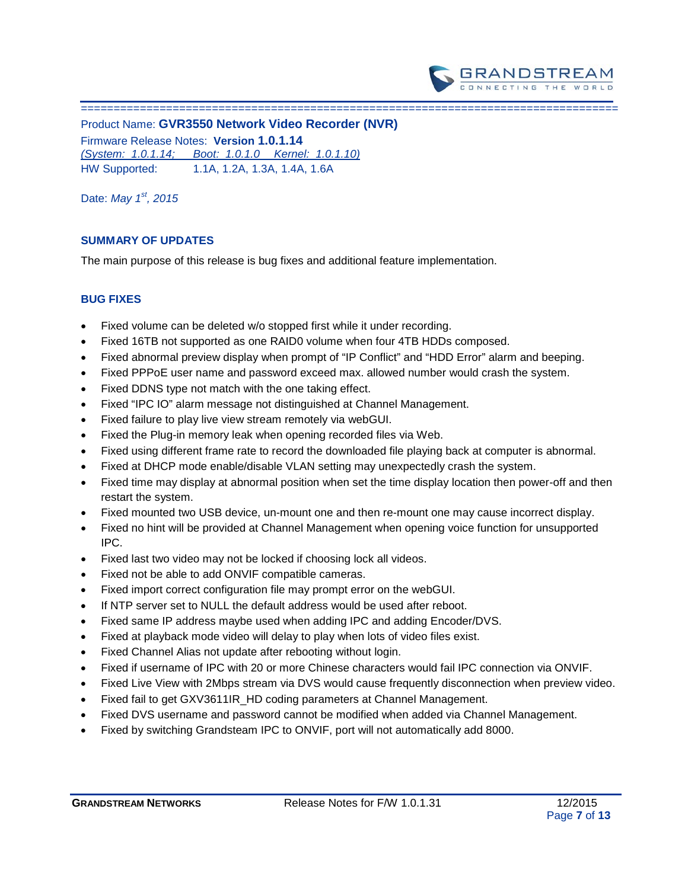Product Name: **GVR3550 Network Video Recorder (NVR)**

Firmware Release Notes: **Version 1.0.1.14**

*(System: 1.0.1.14; Boot: 1.0.1.0 Kernel: 1.0.1.10)*

HW Supported: 1.1A, 1.2A, 1.3A, 1.4A, 1.6A

Date: *May 1st, 2015*

## SUMMARY OF UPDATES

The main purpose of this release is bug fixes and additional feature implementation.

## BUG FIXES

- Fixed volume can be deleted w/o stopped first while it under recording.
- Fixed 16TB not supported as one RAID0 volume when four 4TB HDDs composed.
- Fixed abnormal preview display when prompt of "IP Conflict" and "HDD Error" alarm and beeping.
- Fixed PPPoE user name and password exceed max. allowed number would crash the system.
- Fixed DDNS type not match with the one taking effect.
- Fixed "IPC IO" alarm message not distinguished at Channel Management.
- Fixed failure to play live view stream remotely via webGUI.
- Fixed the Plug-in memory leak when opening recorded files via Web.
- Fixed using different frame rate to record the downloaded file playing back at computer is abnormal.
- Fixed at DHCP mode enable/disable VLAN setting may unexpectedly crash the system.
- Fixed time may display at abnormal position when set the time display location then power-off and then restart the system.
- Fixed mounted two USB device, un-mount one and then re-mount one may cause incorrect display.
- Fixed no hint will be provided at Channel Management when opening voice function for unsupported IPC.
- Fixed last two video may not be locked if choosing lock all videos.
- Fixed not be able to add ONVIF compatible cameras.
- Fixed import correct configuration file may prompt error on the webGUI.
- If NTP server set to NULL the default address would be used after reboot.
- Fixed same IP address maybe used when adding IPC and adding Encoder/DVS.
- Fixed at playback mode video will delay to play when lots of video files exist.
- Fixed Channel Alias not update after rebooting without login.
- Fixed if username of IPC with 20 or more Chinese characters would fail IPC connection via ONVIF.
- Fixed Live View with 2Mbps stream via DVS would cause frequently disconnection when preview video.
- Fixed fail to get GXV3611IR_HD coding parameters at Channel Management.
- Fixed DVS username and password cannot be modified when added via Channel Management.
- Fixed by switching Grandsteam IPC to ONVIF, port will not automatically add 8000.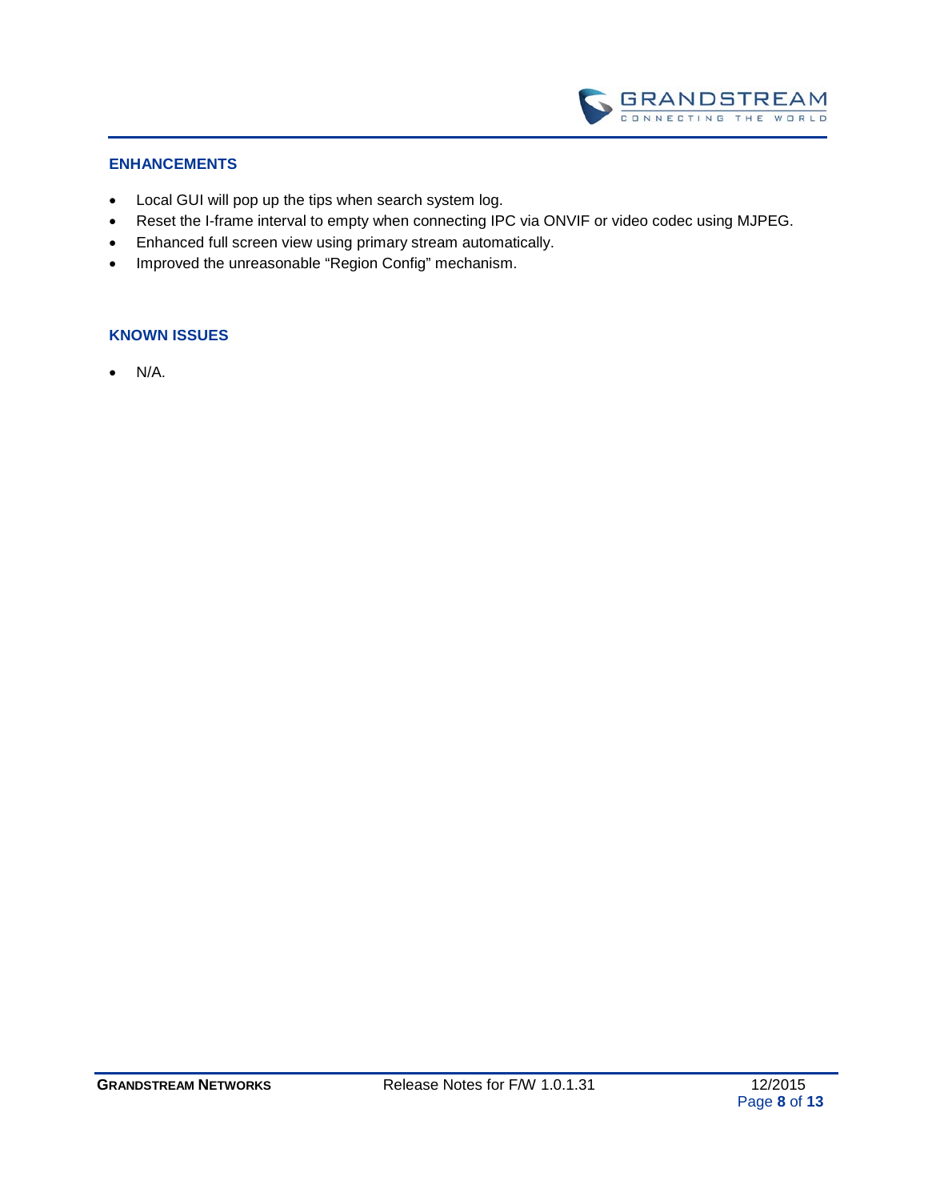## ENHANCEMENTS

- Local GUI will pop up the tips when search system log.
- Reset the I-frame interval to empty when connecting IPC via ONVIF or video codec using MJPEG.
- Enhanced full screen view using primary stream automatically.
- Improved the unreasonable "Region Config" mechanism.

## KNOWN ISSUES

- N/A.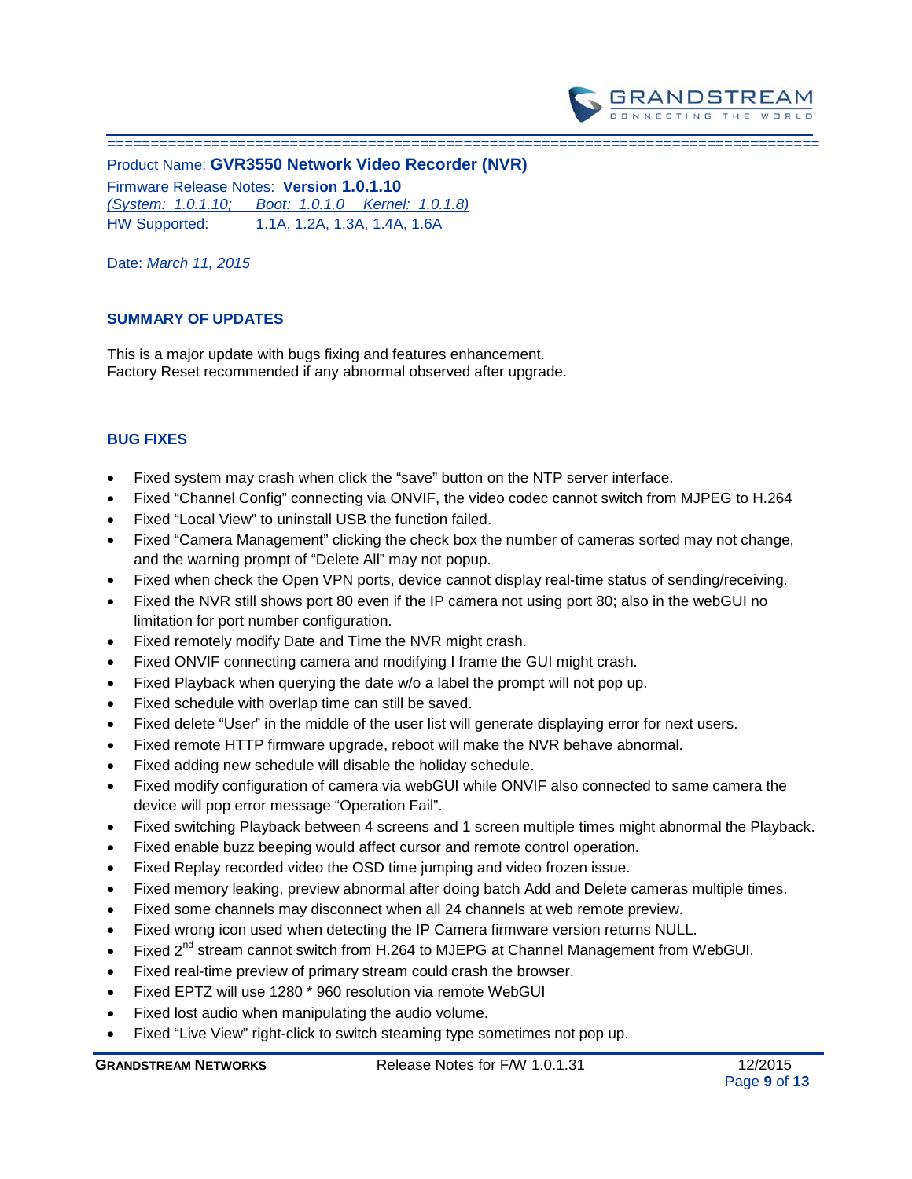Product Name: **GVR3550 Network Video Recorder (NVR)**

Firmware Release Notes: **Version 1.0.1.10**

*(System: 1.0.1.10; Boot: 1.0.1.0 Kernel: 1.0.1.8)*

HW Supported: 1.1A, 1.2A, 1.3A, 1.4A, 1.6A

Date: *March 11, 2015*

## SUMMARY OF UPDATES

This is a major update with bugs fixing and features enhancement.
Factory Reset recommended if any abnormal observed after upgrade.

## BUG FIXES

- Fixed system may crash when click the "save" button on the NTP server interface.
- Fixed "Channel Config" connecting via ONVIF, the video codec cannot switch from MJPEG to H.264
- Fixed "Local View" to uninstall USB the function failed.
- Fixed "Camera Management" clicking the check box the number of cameras sorted may not change, and the warning prompt of "Delete All" may not popup.
- Fixed when check the Open VPN ports, device cannot display real-time status of sending/receiving.
- Fixed the NVR still shows port 80 even if the IP camera not using port 80; also in the webGUI no limitation for port number configuration.
- Fixed remotely modify Date and Time the NVR might crash.
- Fixed ONVIF connecting camera and modifying I frame the GUI might crash.
- Fixed Playback when querying the date w/o a label the prompt will not pop up.
- Fixed schedule with overlap time can still be saved.
- Fixed delete "User" in the middle of the user list will generate displaying error for next users.
- Fixed remote HTTP firmware upgrade, reboot will make the NVR behave abnormal.
- Fixed adding new schedule will disable the holiday schedule.
- Fixed modify configuration of camera via webGUI while ONVIF also connected to same camera the device will pop error message "Operation Fail".
- Fixed switching Playback between 4 screens and 1 screen multiple times might abnormal the Playback.
- Fixed enable buzz beeping would affect cursor and remote control operation.
- Fixed Replay recorded video the OSD time jumping and video frozen issue.
- Fixed memory leaking, preview abnormal after doing batch Add and Delete cameras multiple times.
- Fixed some channels may disconnect when all 24 channels at web remote preview.
- Fixed wrong icon used when detecting the IP Camera firmware version returns NULL.
- Fixed 2nd stream cannot switch from H.264 to MJEPG at Channel Management from WebGUI.
- Fixed real-time preview of primary stream could crash the browser.
- Fixed EPTZ will use 1280 * 960 resolution via remote WebGUI
- Fixed lost audio when manipulating the audio volume.
- Fixed "Live View" right-click to switch steaming type sometimes not pop up.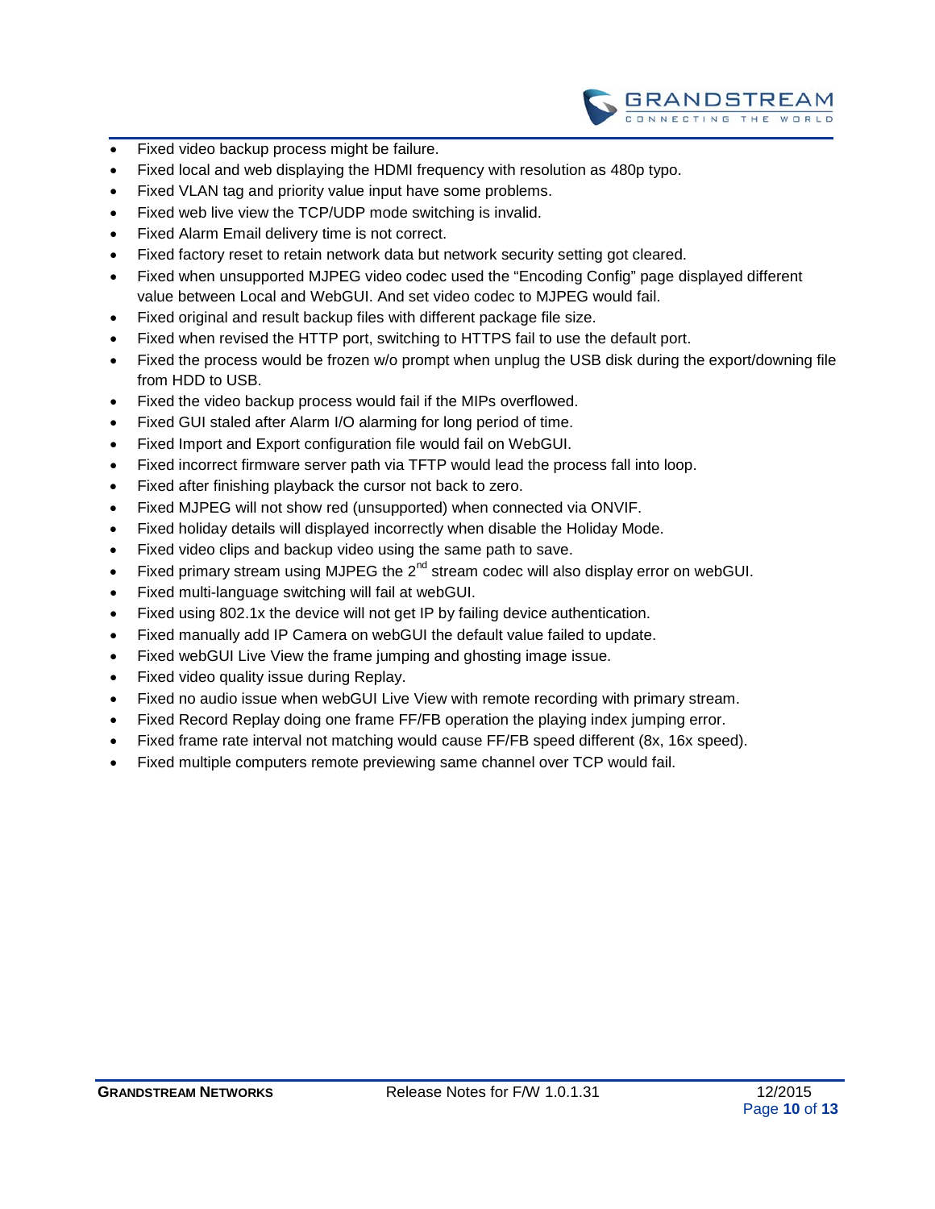- Fixed video backup process might be failure.
- Fixed local and web displaying the HDMI frequency with resolution as 480p typo.
- Fixed VLAN tag and priority value input have some problems.
- Fixed web live view the TCP/UDP mode switching is invalid.
- Fixed Alarm Email delivery time is not correct.
- Fixed factory reset to retain network data but network security setting got cleared.
- Fixed when unsupported MJPEG video codec used the "Encoding Config" page displayed different value between Local and WebGUI. And set video codec to MJPEG would fail.
- Fixed original and result backup files with different package file size.
- Fixed when revised the HTTP port, switching to HTTPS fail to use the default port.
- Fixed the process would be frozen w/o prompt when unplug the USB disk during the export/downing file from HDD to USB.
- Fixed the video backup process would fail if the MIPs overflowed.
- Fixed GUI staled after Alarm I/O alarming for long period of time.
- Fixed Import and Export configuration file would fail on WebGUI.
- Fixed incorrect firmware server path via TFTP would lead the process fall into loop.
- Fixed after finishing playback the cursor not back to zero.
- Fixed MJPEG will not show red (unsupported) when connected via ONVIF.
- Fixed holiday details will displayed incorrectly when disable the Holiday Mode.
- Fixed video clips and backup video using the same path to save.
- Fixed primary stream using MJPEG the 2nd stream codec will also display error on webGUI.
- Fixed multi-language switching will fail at webGUI.
- Fixed using 802.1x the device will not get IP by failing device authentication.
- Fixed manually add IP Camera on webGUI the default value failed to update.
- Fixed webGUI Live View the frame jumping and ghosting image issue.
- Fixed video quality issue during Replay.
- Fixed no audio issue when webGUI Live View with remote recording with primary stream.
- Fixed Record Replay doing one frame FF/FB operation the playing index jumping error.
- Fixed frame rate interval not matching would cause FF/FB speed different (8x, 16x speed).
- Fixed multiple computers remote previewing same channel over TCP would fail.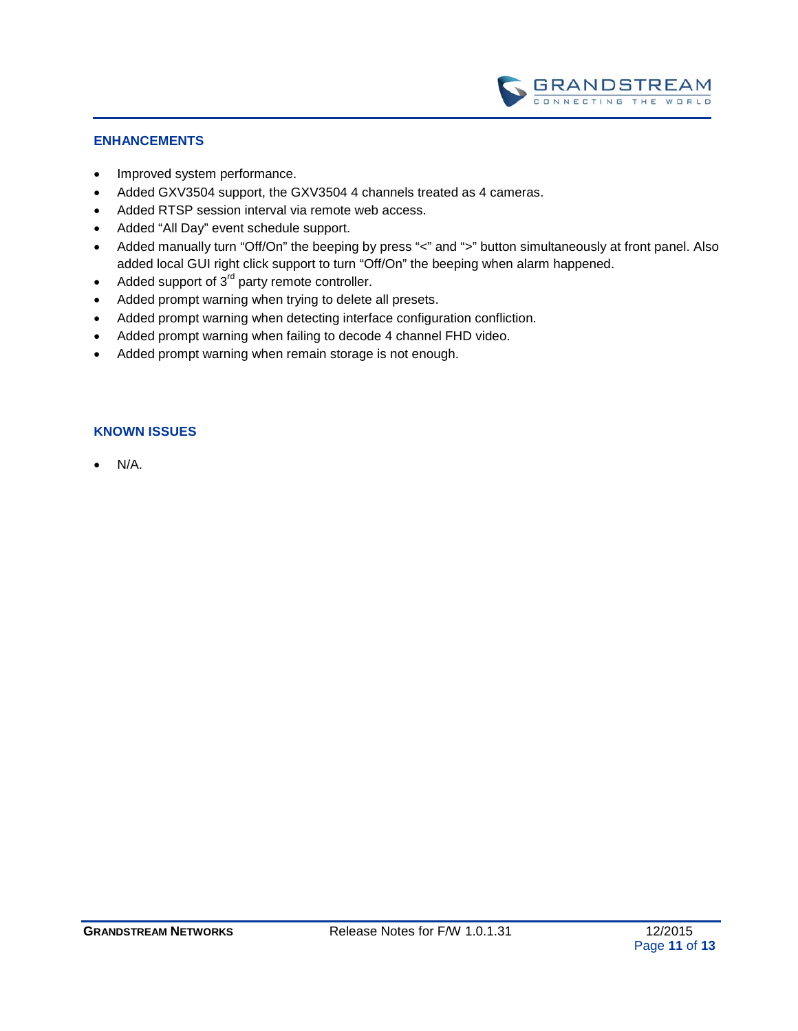## ENHANCEMENTS

- Improved system performance.
- Added GXV3504 support, the GXV3504 4 channels treated as 4 cameras.
- Added RTSP session interval via remote web access.
- Added “All Day” event schedule support.
- Added manually turn “Off/On” the beeping by press “<” and “>” button simultaneously at front panel. Also added local GUI right click support to turn “Off/On” the beeping when alarm happened.
- Added support of 3rd party remote controller.
- Added prompt warning when trying to delete all presets.
- Added prompt warning when detecting interface configuration confliction.
- Added prompt warning when failing to decode 4 channel FHD video.
- Added prompt warning when remain storage is not enough.

## KNOWN ISSUES

- N/A.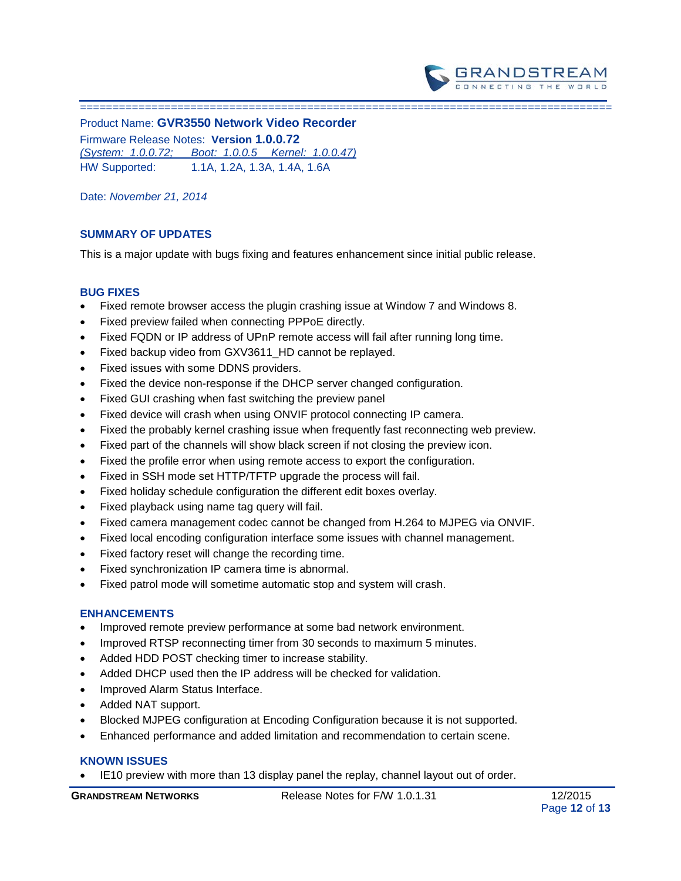Product Name: **GVR3550 Network Video Recorder**

Firmware Release Notes: **Version 1.0.0.72**

*(System: 1.0.0.72; Boot: 1.0.0.5 Kernel: 1.0.0.47)*

HW Supported: 1.1A, 1.2A, 1.3A, 1.4A, 1.6A

Date: *November 21, 2014*

## SUMMARY OF UPDATES

This is a major update with bugs fixing and features enhancement since initial public release.

## BUG FIXES

- Fixed remote browser access the plugin crashing issue at Window 7 and Windows 8.
- Fixed preview failed when connecting PPPoE directly.
- Fixed FQDN or IP address of UPnP remote access will fail after running long time.
- Fixed backup video from GXV3611_HD cannot be replayed.
- Fixed issues with some DDNS providers.
- Fixed the device non-response if the DHCP server changed configuration.
- Fixed GUI crashing when fast switching the preview panel
- Fixed device will crash when using ONVIF protocol connecting IP camera.
- Fixed the probably kernel crashing issue when frequently fast reconnecting web preview.
- Fixed part of the channels will show black screen if not closing the preview icon.
- Fixed the profile error when using remote access to export the configuration.
- Fixed in SSH mode set HTTP/TFTP upgrade the process will fail.
- Fixed holiday schedule configuration the different edit boxes overlay.
- Fixed playback using name tag query will fail.
- Fixed camera management codec cannot be changed from H.264 to MJPEG via ONVIF.
- Fixed local encoding configuration interface some issues with channel management.
- Fixed factory reset will change the recording time.
- Fixed synchronization IP camera time is abnormal.
- Fixed patrol mode will sometime automatic stop and system will crash.

## ENHANCEMENTS

- Improved remote preview performance at some bad network environment.
- Improved RTSP reconnecting timer from 30 seconds to maximum 5 minutes.
- Added HDD POST checking timer to increase stability.
- Added DHCP used then the IP address will be checked for validation.
- Improved Alarm Status Interface.
- Added NAT support.
- Blocked MJPEG configuration at Encoding Configuration because it is not supported.
- Enhanced performance and added limitation and recommendation to certain scene.

## KNOWN ISSUES

- IE10 preview with more than 13 display panel the replay, channel layout out of order.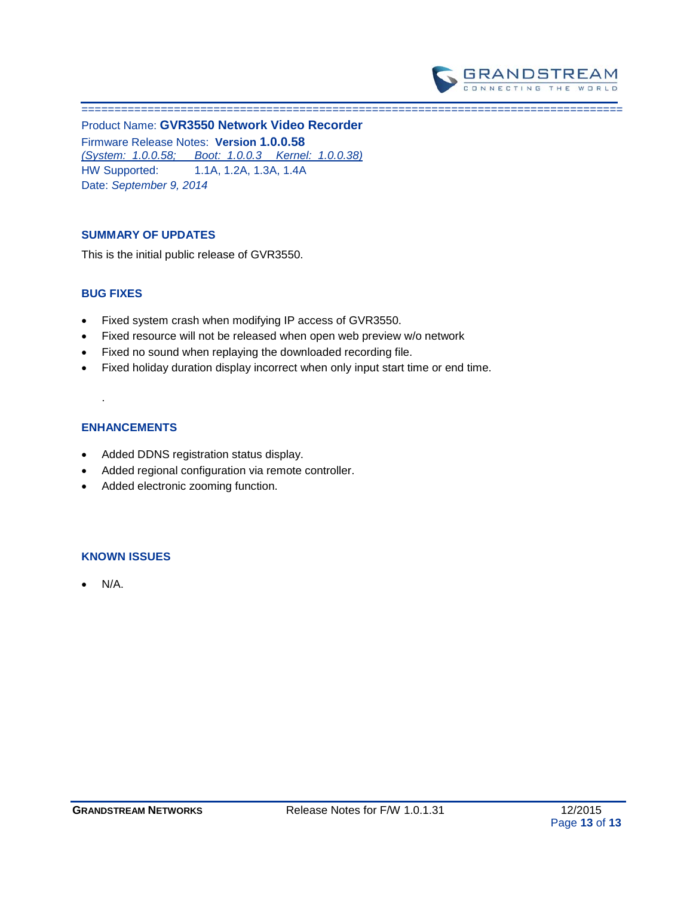Product Name: **GVR3550 Network Video Recorder**

Firmware Release Notes: **Version 1.0.0.58**

*(System: 1.0.0.58; Boot: 1.0.0.3 Kernel: 1.0.0.38)*

HW Supported: 1.1A, 1.2A, 1.3A, 1.4A

Date: *September 9, 2014*

### SUMMARY OF UPDATES

This is the initial public release of GVR3550.

### BUG FIXES

- Fixed system crash when modifying IP access of GVR3550.
- Fixed resource will not be released when open web preview w/o network
- Fixed no sound when replaying the downloaded recording file.
- Fixed holiday duration display incorrect when only input start time or end time.

.

### ENHANCEMENTS

- Added DDNS registration status display.
- Added regional configuration via remote controller.
- Added electronic zooming function.

### KNOWN ISSUES

- N/A.